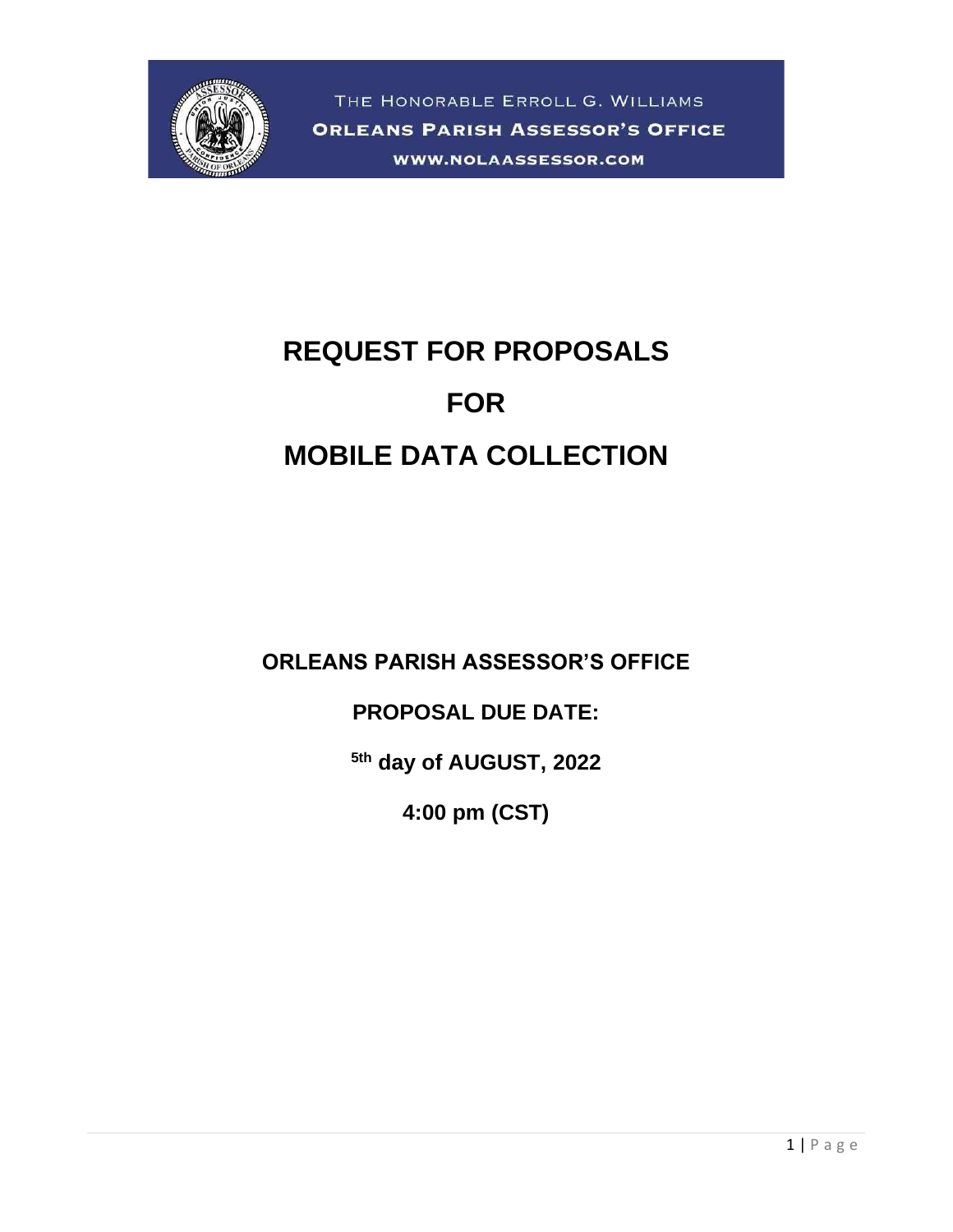THE HONORABLE ERROLL G. WILLIAMS

ORLEANS PARISH ASSESSOR'S OFFICE

WWW.NOLAASSESSOR.COM

# REQUEST FOR PROPOSALS

# FOR

# MOBILE DATA COLLECTION

**ORLEANS PARISH ASSESSOR'S OFFICE**

**PROPOSAL DUE DATE:**

**5th day of AUGUST, 2022**

**4:00 pm (CST)**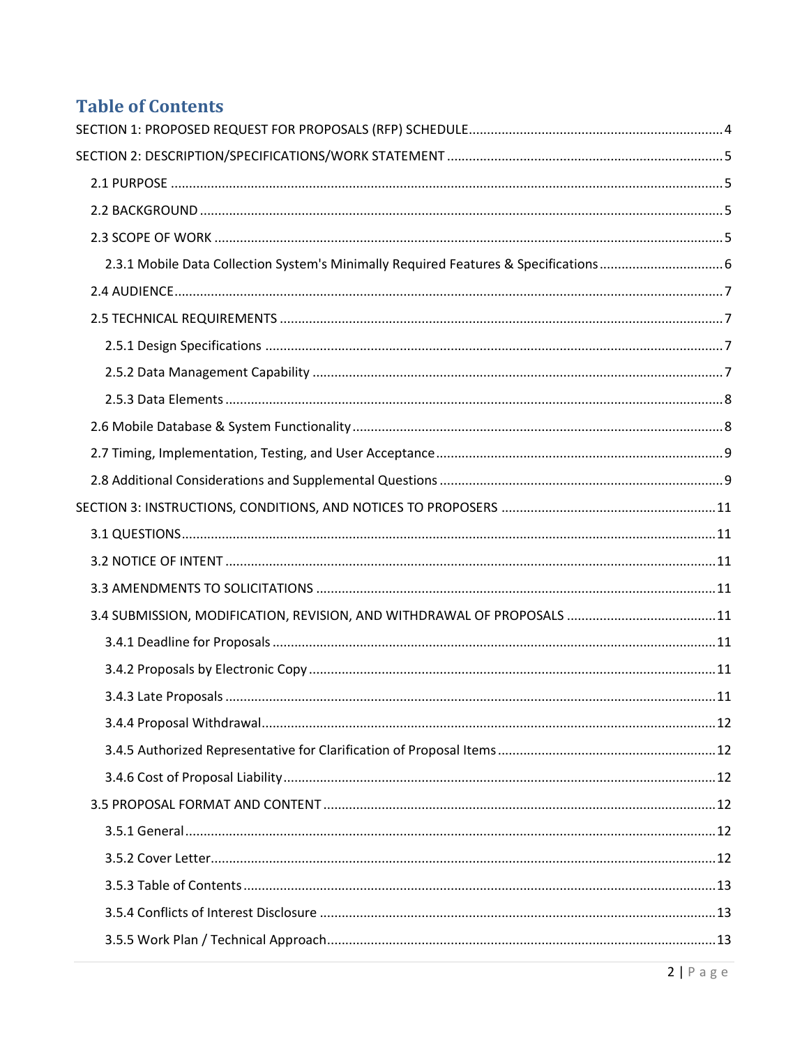# Table of Contents

SECTION 1: PROPOSED REQUEST FOR PROPOSALS (RFP) SCHEDULE ........ 4

SECTION 2: DESCRIPTION/SPECIFICATIONS/WORK STATEMENT ........ 5

- 2.1 PURPOSE ........ 5
- 2.2 BACKGROUND ........ 5
- 2.3 SCOPE OF WORK ........ 5
  - 2.3.1 Mobile Data Collection System's Minimally Required Features & Specifications ........ 6
- 2.4 AUDIENCE ........ 7
- 2.5 TECHNICAL REQUIREMENTS ........ 7
  - 2.5.1 Design Specifications ........ 7
  - 2.5.2 Data Management Capability ........ 7
  - 2.5.3 Data Elements ........ 8
- 2.6 Mobile Database & System Functionality ........ 8
- 2.7 Timing, Implementation, Testing, and User Acceptance ........ 9
- 2.8 Additional Considerations and Supplemental Questions ........ 9

SECTION 3: INSTRUCTIONS, CONDITIONS, AND NOTICES TO PROPOSERS ........ 11

- 3.1 QUESTIONS ........ 11
- 3.2 NOTICE OF INTENT ........ 11
- 3.3 AMENDMENTS TO SOLICITATIONS ........ 11
- 3.4 SUBMISSION, MODIFICATION, REVISION, AND WITHDRAWAL OF PROPOSALS ........ 11
  - 3.4.1 Deadline for Proposals ........ 11
  - 3.4.2 Proposals by Electronic Copy ........ 11
  - 3.4.3 Late Proposals ........ 11
  - 3.4.4 Proposal Withdrawal ........ 12
  - 3.4.5 Authorized Representative for Clarification of Proposal Items ........ 12
  - 3.4.6 Cost of Proposal Liability ........ 12
- 3.5 PROPOSAL FORMAT AND CONTENT ........ 12
  - 3.5.1 General ........ 12
  - 3.5.2 Cover Letter ........ 12
  - 3.5.3 Table of Contents ........ 13
  - 3.5.4 Conflicts of Interest Disclosure ........ 13
  - 3.5.5 Work Plan / Technical Approach ........ 13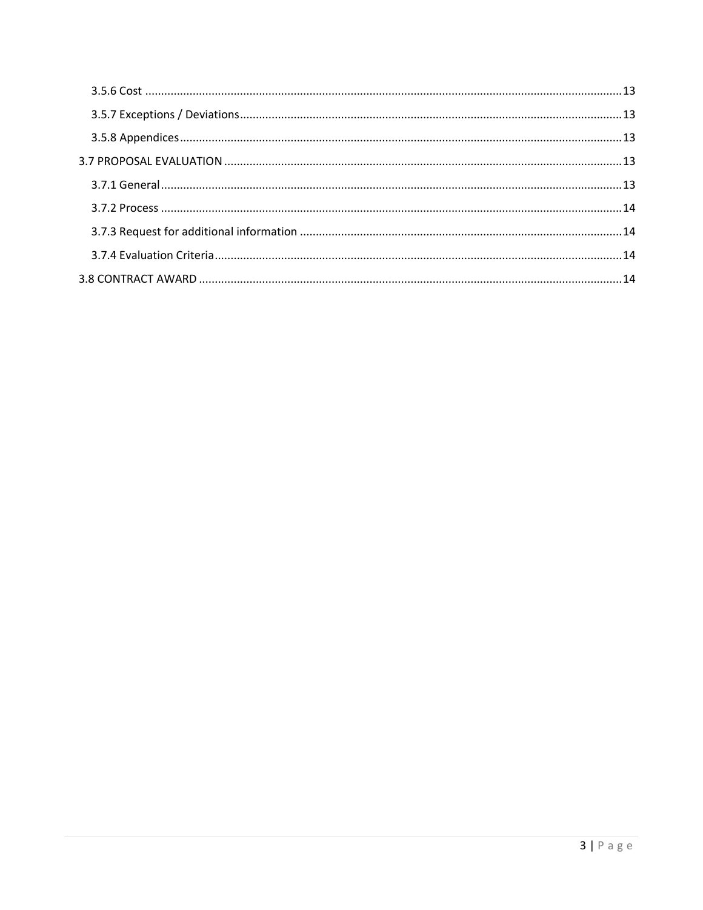3.5.6 Cost ....................................................................................................................................................13

3.5.7 Exceptions / Deviations........................................................................................................................13

3.5.8 Appendices...........................................................................................................................................13

3.7 PROPOSAL EVALUATION ..........................................................................................................................13

3.7.1 General.................................................................................................................................................13

3.7.2 Process .................................................................................................................................................14

3.7.3 Request for additional information ......................................................................................................14

3.7.4 Evaluation Criteria................................................................................................................................14

3.8 CONTRACT AWARD ....................................................................................................................................14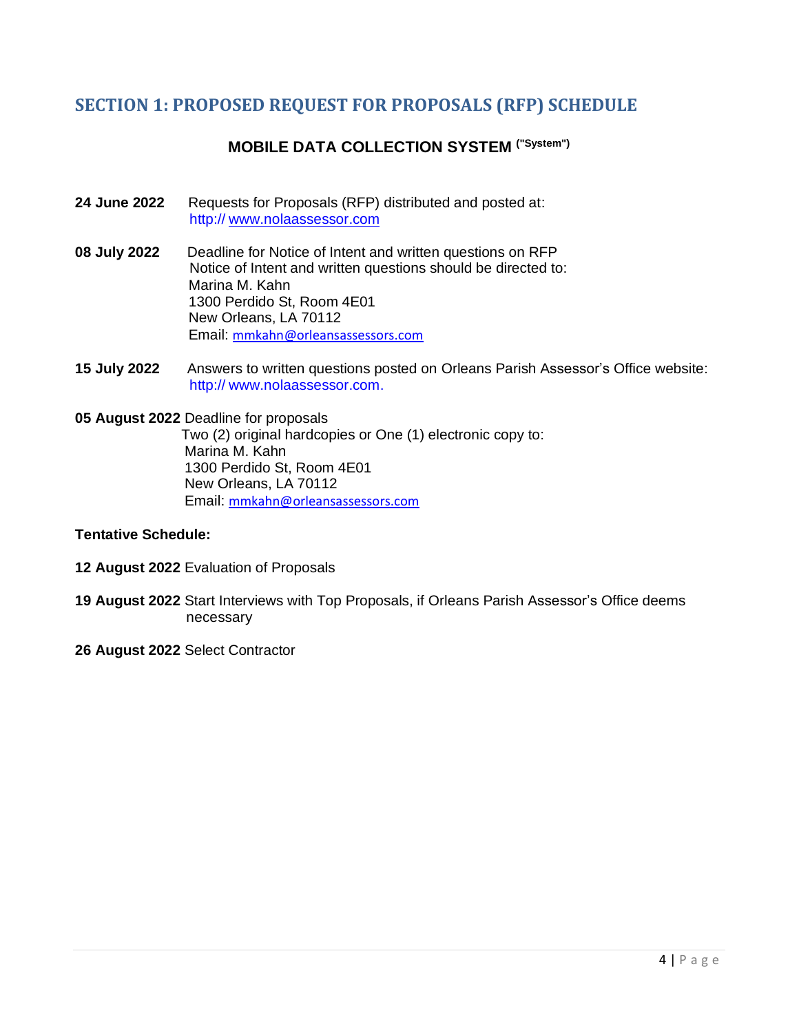## SECTION 1: PROPOSED REQUEST FOR PROPOSALS (RFP) SCHEDULE

### MOBILE DATA COLLECTION SYSTEM ("System")

**24 June 2022** Requests for Proposals (RFP) distributed and posted at:
http:// www.nolaassessor.com

**08 July 2022** Deadline for Notice of Intent and written questions on RFP
Notice of Intent and written questions should be directed to:
Marina M. Kahn
1300 Perdido St, Room 4E01
New Orleans, LA 70112
Email: mmkahn@orleansassessors.com

**15 July 2022** Answers to written questions posted on Orleans Parish Assessor's Office website:
http:// www.nolaassessor.com.

**05 August 2022** Deadline for proposals
Two (2) original hardcopies or One (1) electronic copy to:
Marina M. Kahn
1300 Perdido St, Room 4E01
New Orleans, LA 70112
Email: mmkahn@orleansassessors.com

**Tentative Schedule:**

**12 August 2022** Evaluation of Proposals

**19 August 2022** Start Interviews with Top Proposals, if Orleans Parish Assessor's Office deems necessary

**26 August 2022** Select Contractor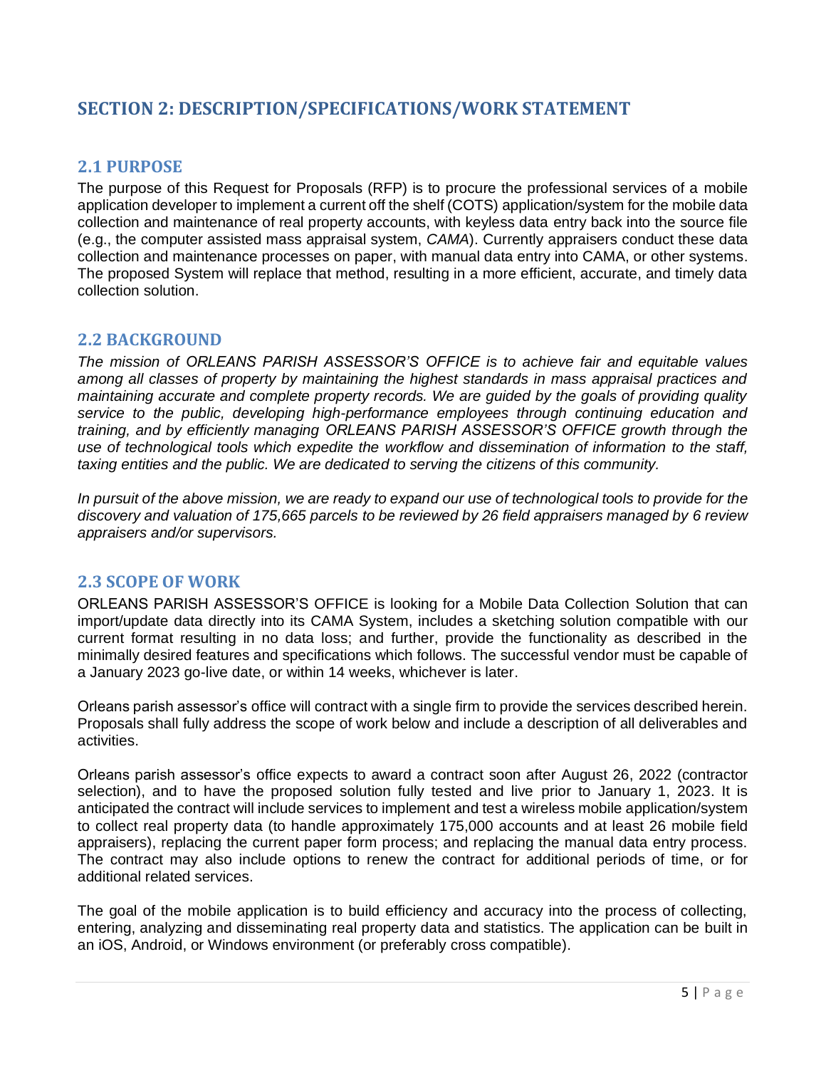## SECTION 2: DESCRIPTION/SPECIFICATIONS/WORK STATEMENT

### 2.1 PURPOSE

The purpose of this Request for Proposals (RFP) is to procure the professional services of a mobile application developer to implement a current off the shelf (COTS) application/system for the mobile data collection and maintenance of real property accounts, with keyless data entry back into the source file (e.g., the computer assisted mass appraisal system, *CAMA*). Currently appraisers conduct these data collection and maintenance processes on paper, with manual data entry into CAMA, or other systems. The proposed System will replace that method, resulting in a more efficient, accurate, and timely data collection solution.

### 2.2 BACKGROUND

*The mission of ORLEANS PARISH ASSESSOR'S OFFICE is to achieve fair and equitable values among all classes of property by maintaining the highest standards in mass appraisal practices and maintaining accurate and complete property records. We are guided by the goals of providing quality service to the public, developing high-performance employees through continuing education and training, and by efficiently managing ORLEANS PARISH ASSESSOR'S OFFICE growth through the use of technological tools which expedite the workflow and dissemination of information to the staff, taxing entities and the public. We are dedicated to serving the citizens of this community.*

*In pursuit of the above mission, we are ready to expand our use of technological tools to provide for the discovery and valuation of 175,665 parcels to be reviewed by 26 field appraisers managed by 6 review appraisers and/or supervisors.*

### 2.3 SCOPE OF WORK

ORLEANS PARISH ASSESSOR'S OFFICE is looking for a Mobile Data Collection Solution that can import/update data directly into its CAMA System, includes a sketching solution compatible with our current format resulting in no data loss; and further, provide the functionality as described in the minimally desired features and specifications which follows. The successful vendor must be capable of a January 2023 go-live date, or within 14 weeks, whichever is later.

Orleans parish assessor's office will contract with a single firm to provide the services described herein. Proposals shall fully address the scope of work below and include a description of all deliverables and activities.

Orleans parish assessor's office expects to award a contract soon after August 26, 2022 (contractor selection), and to have the proposed solution fully tested and live prior to January 1, 2023. It is anticipated the contract will include services to implement and test a wireless mobile application/system to collect real property data (to handle approximately 175,000 accounts and at least 26 mobile field appraisers), replacing the current paper form process; and replacing the manual data entry process. The contract may also include options to renew the contract for additional periods of time, or for additional related services.

The goal of the mobile application is to build efficiency and accuracy into the process of collecting, entering, analyzing and disseminating real property data and statistics. The application can be built in an iOS, Android, or Windows environment (or preferably cross compatible).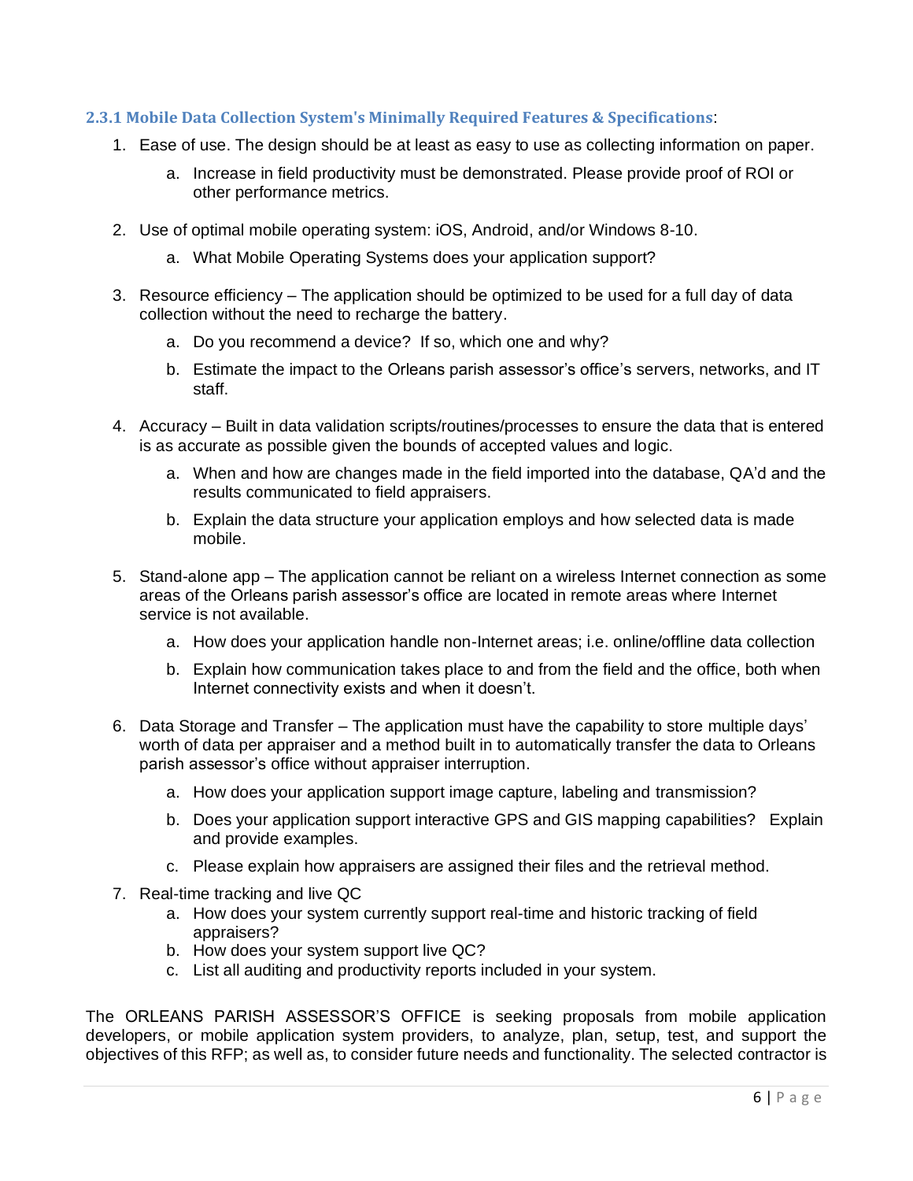### 2.3.1 Mobile Data Collection System's Minimally Required Features & Specifications:

1. Ease of use. The design should be at least as easy to use as collecting information on paper.
    a. Increase in field productivity must be demonstrated. Please provide proof of ROI or other performance metrics.

2. Use of optimal mobile operating system: iOS, Android, and/or Windows 8-10.
    a. What Mobile Operating Systems does your application support?

3. Resource efficiency – The application should be optimized to be used for a full day of data collection without the need to recharge the battery.
    a. Do you recommend a device? If so, which one and why?
    b. Estimate the impact to the Orleans parish assessor's office's servers, networks, and IT staff.

4. Accuracy – Built in data validation scripts/routines/processes to ensure the data that is entered is as accurate as possible given the bounds of accepted values and logic.
    a. When and how are changes made in the field imported into the database, QA'd and the results communicated to field appraisers.
    b. Explain the data structure your application employs and how selected data is made mobile.

5. Stand-alone app – The application cannot be reliant on a wireless Internet connection as some areas of the Orleans parish assessor's office are located in remote areas where Internet service is not available.
    a. How does your application handle non-Internet areas; i.e. online/offline data collection
    b. Explain how communication takes place to and from the field and the office, both when Internet connectivity exists and when it doesn't.

6. Data Storage and Transfer – The application must have the capability to store multiple days' worth of data per appraiser and a method built in to automatically transfer the data to Orleans parish assessor's office without appraiser interruption.
    a. How does your application support image capture, labeling and transmission?
    b. Does your application support interactive GPS and GIS mapping capabilities? Explain and provide examples.
    c. Please explain how appraisers are assigned their files and the retrieval method.

7. Real-time tracking and live QC
    a. How does your system currently support real-time and historic tracking of field appraisers?
    b. How does your system support live QC?
    c. List all auditing and productivity reports included in your system.

The ORLEANS PARISH ASSESSOR'S OFFICE is seeking proposals from mobile application developers, or mobile application system providers, to analyze, plan, setup, test, and support the objectives of this RFP; as well as, to consider future needs and functionality. The selected contractor is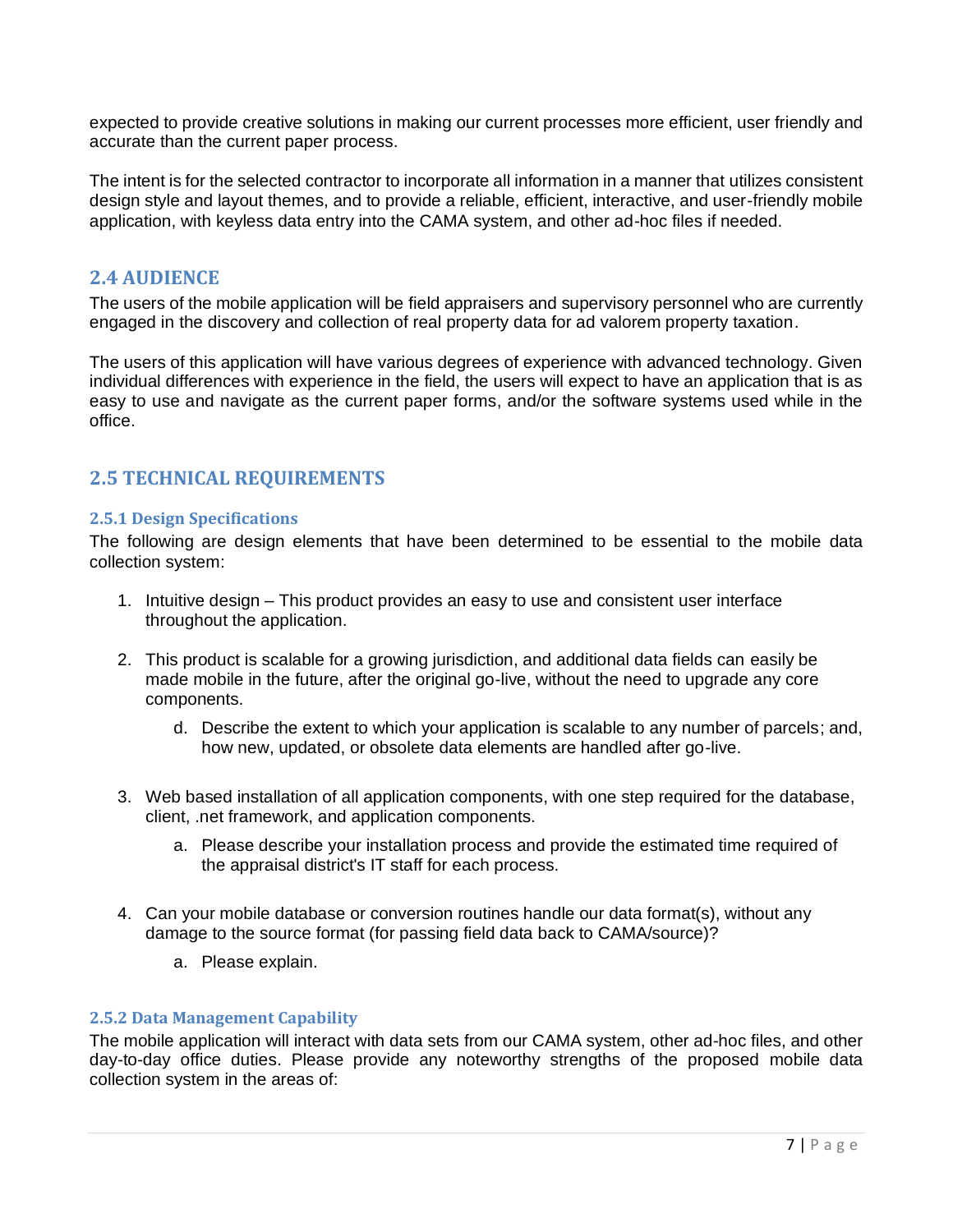expected to provide creative solutions in making our current processes more efficient, user friendly and accurate than the current paper process.

The intent is for the selected contractor to incorporate all information in a manner that utilizes consistent design style and layout themes, and to provide a reliable, efficient, interactive, and user-friendly mobile application, with keyless data entry into the CAMA system, and other ad-hoc files if needed.

## 2.4 AUDIENCE

The users of the mobile application will be field appraisers and supervisory personnel who are currently engaged in the discovery and collection of real property data for ad valorem property taxation.

The users of this application will have various degrees of experience with advanced technology. Given individual differences with experience in the field, the users will expect to have an application that is as easy to use and navigate as the current paper forms, and/or the software systems used while in the office.

## 2.5 TECHNICAL REQUIREMENTS

### 2.5.1 Design Specifications

The following are design elements that have been determined to be essential to the mobile data collection system:

1. Intuitive design – This product provides an easy to use and consistent user interface throughout the application.

2. This product is scalable for a growing jurisdiction, and additional data fields can easily be made mobile in the future, after the original go-live, without the need to upgrade any core components.

    d. Describe the extent to which your application is scalable to any number of parcels; and, how new, updated, or obsolete data elements are handled after go-live.

3. Web based installation of all application components, with one step required for the database, client, .net framework, and application components.

    a. Please describe your installation process and provide the estimated time required of the appraisal district's IT staff for each process.

4. Can your mobile database or conversion routines handle our data format(s), without any damage to the source format (for passing field data back to CAMA/source)?

    a. Please explain.

### 2.5.2 Data Management Capability

The mobile application will interact with data sets from our CAMA system, other ad-hoc files, and other day-to-day office duties. Please provide any noteworthy strengths of the proposed mobile data collection system in the areas of: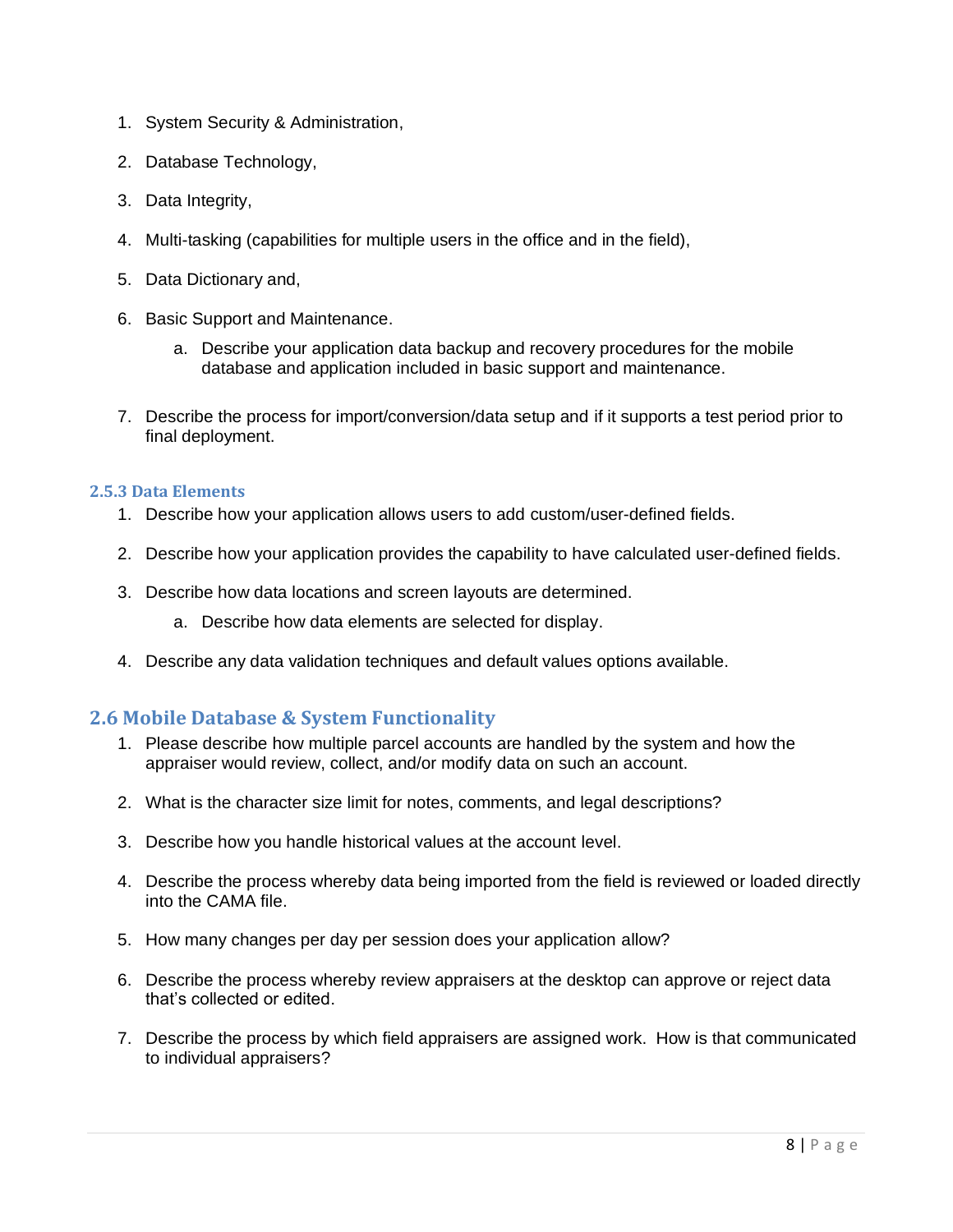1. System Security & Administration,
2. Database Technology,
3. Data Integrity,
4. Multi-tasking (capabilities for multiple users in the office and in the field),
5. Data Dictionary and,
6. Basic Support and Maintenance.
   a. Describe your application data backup and recovery procedures for the mobile database and application included in basic support and maintenance.
7. Describe the process for import/conversion/data setup and if it supports a test period prior to final deployment.

### 2.5.3 Data Elements

1. Describe how your application allows users to add custom/user-defined fields.
2. Describe how your application provides the capability to have calculated user-defined fields.
3. Describe how data locations and screen layouts are determined.
   a. Describe how data elements are selected for display.
4. Describe any data validation techniques and default values options available.

## 2.6 Mobile Database & System Functionality

1. Please describe how multiple parcel accounts are handled by the system and how the appraiser would review, collect, and/or modify data on such an account.
2. What is the character size limit for notes, comments, and legal descriptions?
3. Describe how you handle historical values at the account level.
4. Describe the process whereby data being imported from the field is reviewed or loaded directly into the CAMA file.
5. How many changes per day per session does your application allow?
6. Describe the process whereby review appraisers at the desktop can approve or reject data that's collected or edited.
7. Describe the process by which field appraisers are assigned work. How is that communicated to individual appraisers?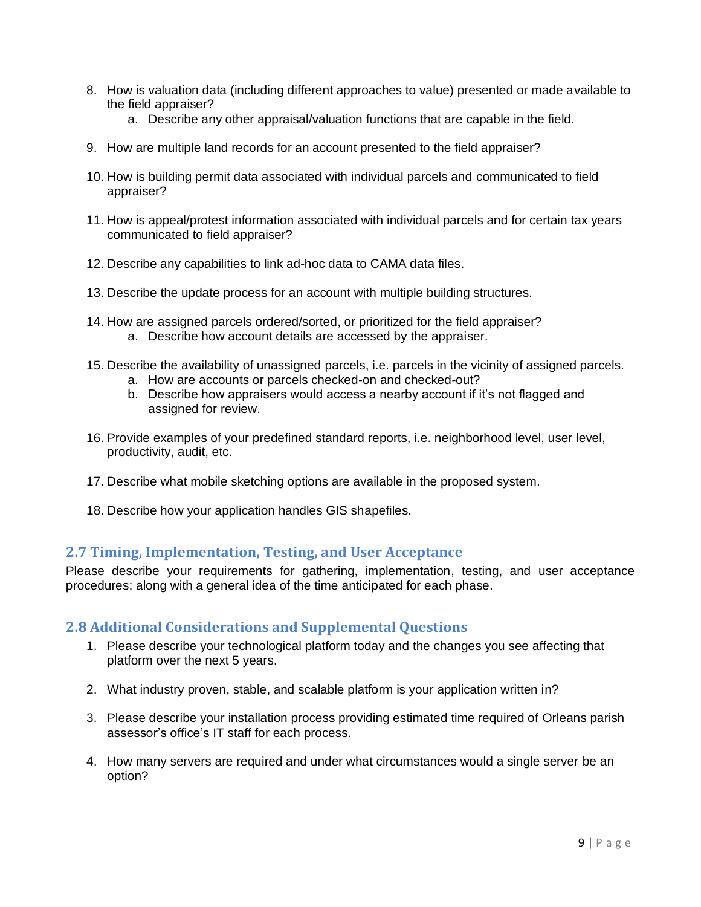8. How is valuation data (including different approaches to value) presented or made available to the field appraiser?
    a. Describe any other appraisal/valuation functions that are capable in the field.

9. How are multiple land records for an account presented to the field appraiser?

10. How is building permit data associated with individual parcels and communicated to field appraiser?

11. How is appeal/protest information associated with individual parcels and for certain tax years communicated to field appraiser?

12. Describe any capabilities to link ad-hoc data to CAMA data files.

13. Describe the update process for an account with multiple building structures.

14. How are assigned parcels ordered/sorted, or prioritized for the field appraiser?
    a. Describe how account details are accessed by the appraiser.

15. Describe the availability of unassigned parcels, i.e. parcels in the vicinity of assigned parcels.
    a. How are accounts or parcels checked-on and checked-out?
    b. Describe how appraisers would access a nearby account if it's not flagged and assigned for review.

16. Provide examples of your predefined standard reports, i.e. neighborhood level, user level, productivity, audit, etc.

17. Describe what mobile sketching options are available in the proposed system.

18. Describe how your application handles GIS shapefiles.

## 2.7 Timing, Implementation, Testing, and User Acceptance

Please describe your requirements for gathering, implementation, testing, and user acceptance procedures; along with a general idea of the time anticipated for each phase.

## 2.8 Additional Considerations and Supplemental Questions

1. Please describe your technological platform today and the changes you see affecting that platform over the next 5 years.

2. What industry proven, stable, and scalable platform is your application written in?

3. Please describe your installation process providing estimated time required of Orleans parish assessor's office's IT staff for each process.

4. How many servers are required and under what circumstances would a single server be an option?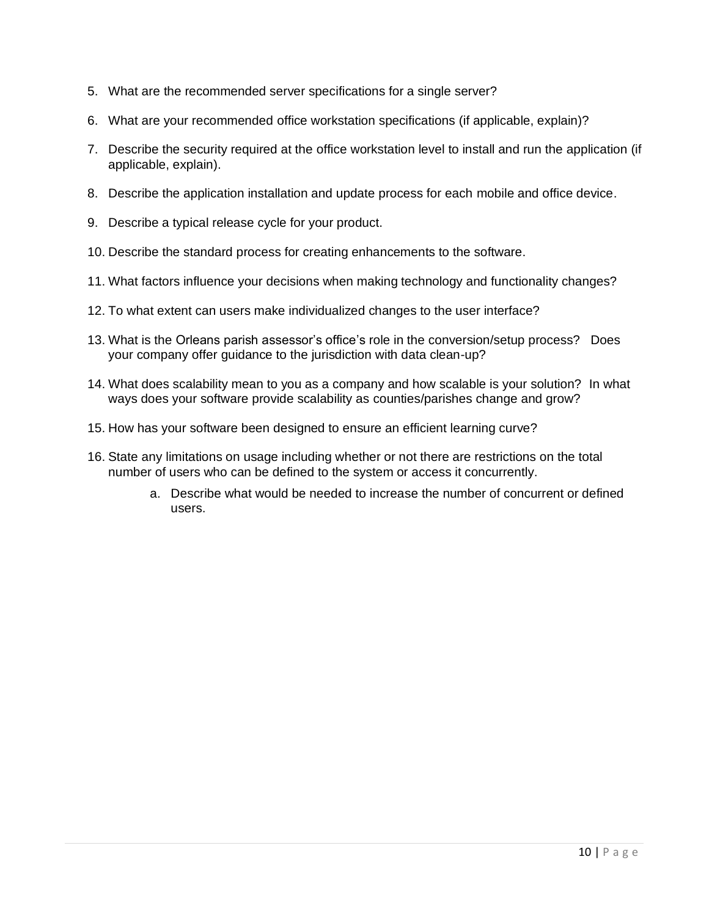5. What are the recommended server specifications for a single server?

6. What are your recommended office workstation specifications (if applicable, explain)?

7. Describe the security required at the office workstation level to install and run the application (if applicable, explain).

8. Describe the application installation and update process for each mobile and office device.

9. Describe a typical release cycle for your product.

10. Describe the standard process for creating enhancements to the software.

11. What factors influence your decisions when making technology and functionality changes?

12. To what extent can users make individualized changes to the user interface?

13. What is the Orleans parish assessor's office's role in the conversion/setup process? Does your company offer guidance to the jurisdiction with data clean-up?

14. What does scalability mean to you as a company and how scalable is your solution? In what ways does your software provide scalability as counties/parishes change and grow?

15. How has your software been designed to ensure an efficient learning curve?

16. State any limitations on usage including whether or not there are restrictions on the total number of users who can be defined to the system or access it concurrently.
    a. Describe what would be needed to increase the number of concurrent or defined users.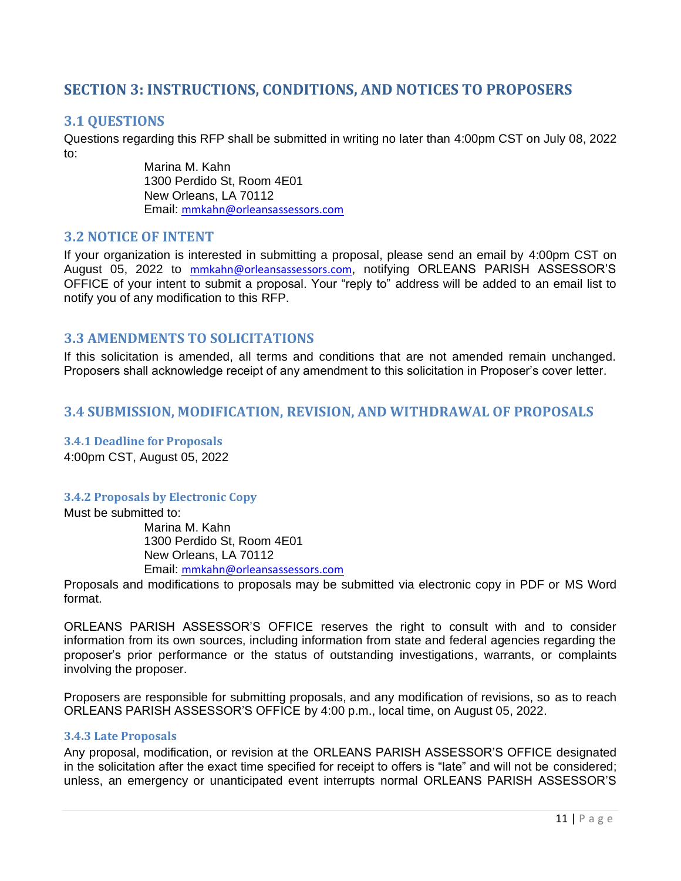# SECTION 3: INSTRUCTIONS, CONDITIONS, AND NOTICES TO PROPOSERS

## 3.1 QUESTIONS

Questions regarding this RFP shall be submitted in writing no later than 4:00pm CST on July 08, 2022 to:

Marina M. Kahn
1300 Perdido St, Room 4E01
New Orleans, LA 70112
Email: mmkahn@orleansassessors.com

## 3.2 NOTICE OF INTENT

If your organization is interested in submitting a proposal, please send an email by 4:00pm CST on August 05, 2022 to mmkahn@orleansassessors.com, notifying ORLEANS PARISH ASSESSOR'S OFFICE of your intent to submit a proposal. Your "reply to" address will be added to an email list to notify you of any modification to this RFP.

## 3.3 AMENDMENTS TO SOLICITATIONS

If this solicitation is amended, all terms and conditions that are not amended remain unchanged. Proposers shall acknowledge receipt of any amendment to this solicitation in Proposer's cover letter.

## 3.4 SUBMISSION, MODIFICATION, REVISION, AND WITHDRAWAL OF PROPOSALS

### 3.4.1 Deadline for Proposals

4:00pm CST, August 05, 2022

### 3.4.2 Proposals by Electronic Copy

Must be submitted to:

Marina M. Kahn
1300 Perdido St, Room 4E01
New Orleans, LA 70112
Email: mmkahn@orleansassessors.com

Proposals and modifications to proposals may be submitted via electronic copy in PDF or MS Word format.

ORLEANS PARISH ASSESSOR'S OFFICE reserves the right to consult with and to consider information from its own sources, including information from state and federal agencies regarding the proposer's prior performance or the status of outstanding investigations, warrants, or complaints involving the proposer.

Proposers are responsible for submitting proposals, and any modification of revisions, so as to reach ORLEANS PARISH ASSESSOR'S OFFICE by 4:00 p.m., local time, on August 05, 2022.

### 3.4.3 Late Proposals

Any proposal, modification, or revision at the ORLEANS PARISH ASSESSOR'S OFFICE designated in the solicitation after the exact time specified for receipt to offers is "late" and will not be considered; unless, an emergency or unanticipated event interrupts normal ORLEANS PARISH ASSESSOR'S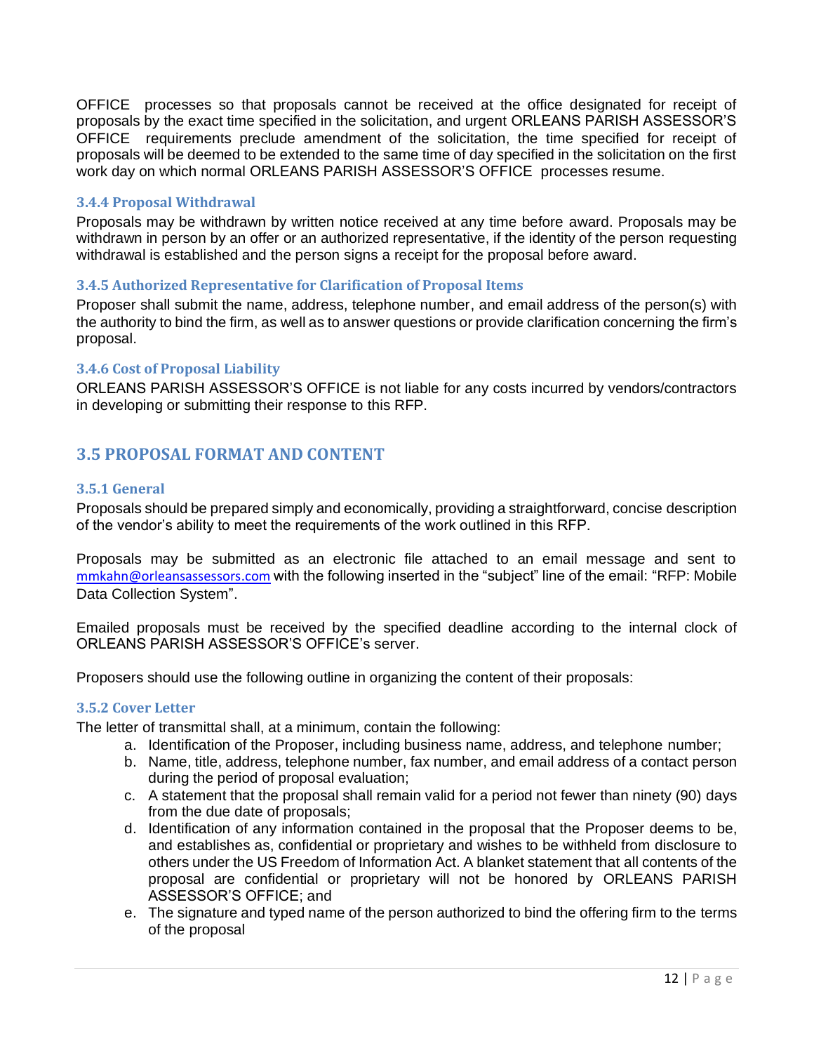OFFICE processes so that proposals cannot be received at the office designated for receipt of proposals by the exact time specified in the solicitation, and urgent ORLEANS PARISH ASSESSOR'S OFFICE requirements preclude amendment of the solicitation, the time specified for receipt of proposals will be deemed to be extended to the same time of day specified in the solicitation on the first work day on which normal ORLEANS PARISH ASSESSOR'S OFFICE processes resume.

### 3.4.4 Proposal Withdrawal

Proposals may be withdrawn by written notice received at any time before award. Proposals may be withdrawn in person by an offer or an authorized representative, if the identity of the person requesting withdrawal is established and the person signs a receipt for the proposal before award.

### 3.4.5 Authorized Representative for Clarification of Proposal Items

Proposer shall submit the name, address, telephone number, and email address of the person(s) with the authority to bind the firm, as well as to answer questions or provide clarification concerning the firm's proposal.

### 3.4.6 Cost of Proposal Liability

ORLEANS PARISH ASSESSOR'S OFFICE is not liable for any costs incurred by vendors/contractors in developing or submitting their response to this RFP.

## 3.5 PROPOSAL FORMAT AND CONTENT

### 3.5.1 General

Proposals should be prepared simply and economically, providing a straightforward, concise description of the vendor's ability to meet the requirements of the work outlined in this RFP.

Proposals may be submitted as an electronic file attached to an email message and sent to mmkahn@orleansassessors.com with the following inserted in the "subject" line of the email: "RFP: Mobile Data Collection System".

Emailed proposals must be received by the specified deadline according to the internal clock of ORLEANS PARISH ASSESSOR'S OFFICE's server.

Proposers should use the following outline in organizing the content of their proposals:

### 3.5.2 Cover Letter

The letter of transmittal shall, at a minimum, contain the following:

a. Identification of the Proposer, including business name, address, and telephone number;
b. Name, title, address, telephone number, fax number, and email address of a contact person during the period of proposal evaluation;
c. A statement that the proposal shall remain valid for a period not fewer than ninety (90) days from the due date of proposals;
d. Identification of any information contained in the proposal that the Proposer deems to be, and establishes as, confidential or proprietary and wishes to be withheld from disclosure to others under the US Freedom of Information Act. A blanket statement that all contents of the proposal are confidential or proprietary will not be honored by ORLEANS PARISH ASSESSOR'S OFFICE; and
e. The signature and typed name of the person authorized to bind the offering firm to the terms of the proposal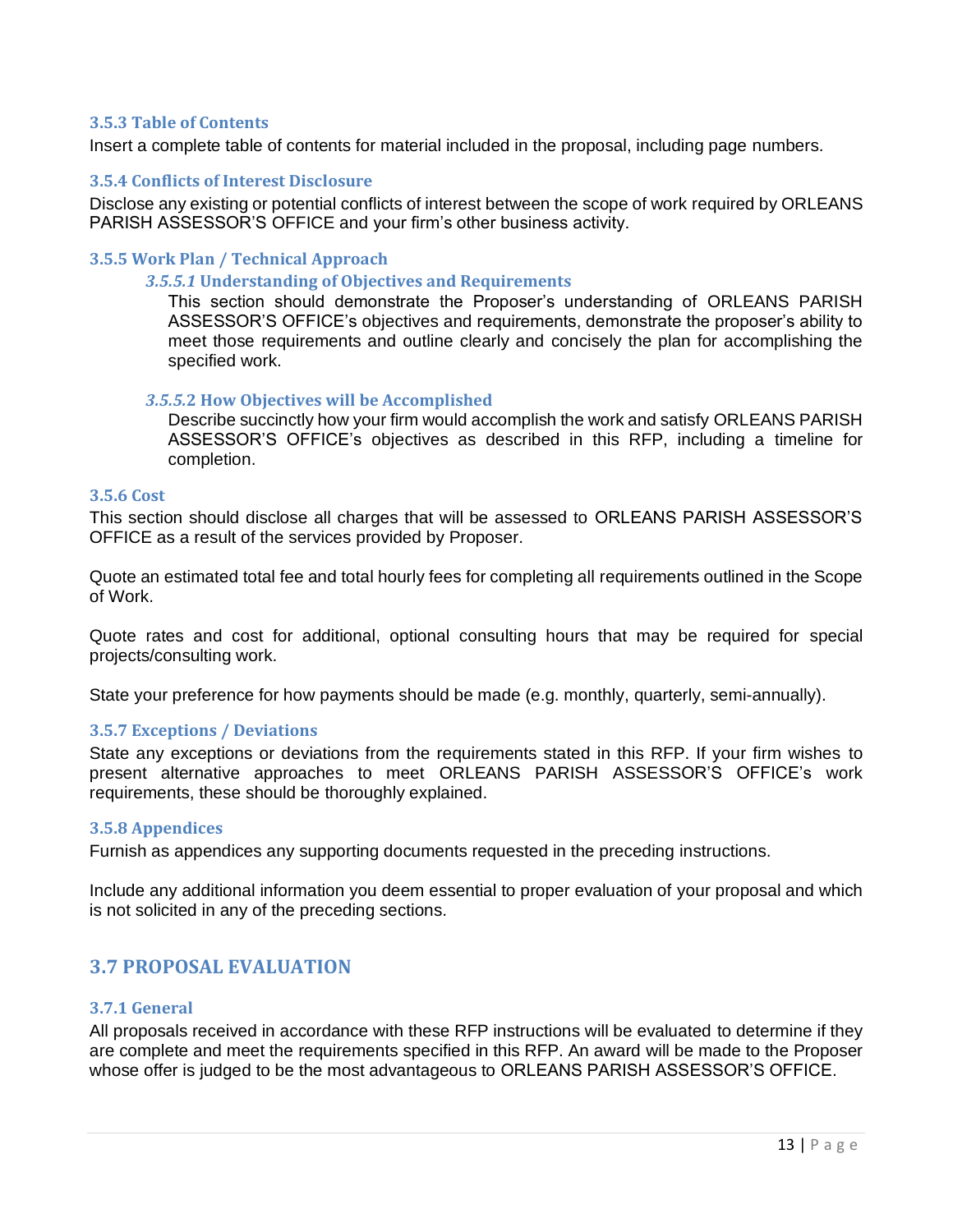### 3.5.3 Table of Contents

Insert a complete table of contents for material included in the proposal, including page numbers.

### 3.5.4 Conflicts of Interest Disclosure

Disclose any existing or potential conflicts of interest between the scope of work required by ORLEANS PARISH ASSESSOR'S OFFICE and your firm's other business activity.

### 3.5.5 Work Plan / Technical Approach

#### *3.5.5.1* Understanding of Objectives and Requirements

This section should demonstrate the Proposer's understanding of ORLEANS PARISH ASSESSOR'S OFFICE's objectives and requirements, demonstrate the proposer's ability to meet those requirements and outline clearly and concisely the plan for accomplishing the specified work.

#### *3.5.5.*2 How Objectives will be Accomplished

Describe succinctly how your firm would accomplish the work and satisfy ORLEANS PARISH ASSESSOR'S OFFICE's objectives as described in this RFP, including a timeline for completion.

### 3.5.6 Cost

This section should disclose all charges that will be assessed to ORLEANS PARISH ASSESSOR'S OFFICE as a result of the services provided by Proposer.

Quote an estimated total fee and total hourly fees for completing all requirements outlined in the Scope of Work.

Quote rates and cost for additional, optional consulting hours that may be required for special projects/consulting work.

State your preference for how payments should be made (e.g. monthly, quarterly, semi-annually).

### 3.5.7 Exceptions / Deviations

State any exceptions or deviations from the requirements stated in this RFP. If your firm wishes to present alternative approaches to meet ORLEANS PARISH ASSESSOR'S OFFICE's work requirements, these should be thoroughly explained.

### 3.5.8 Appendices

Furnish as appendices any supporting documents requested in the preceding instructions.

Include any additional information you deem essential to proper evaluation of your proposal and which is not solicited in any of the preceding sections.

## 3.7 PROPOSAL EVALUATION

### 3.7.1 General

All proposals received in accordance with these RFP instructions will be evaluated to determine if they are complete and meet the requirements specified in this RFP. An award will be made to the Proposer whose offer is judged to be the most advantageous to ORLEANS PARISH ASSESSOR'S OFFICE.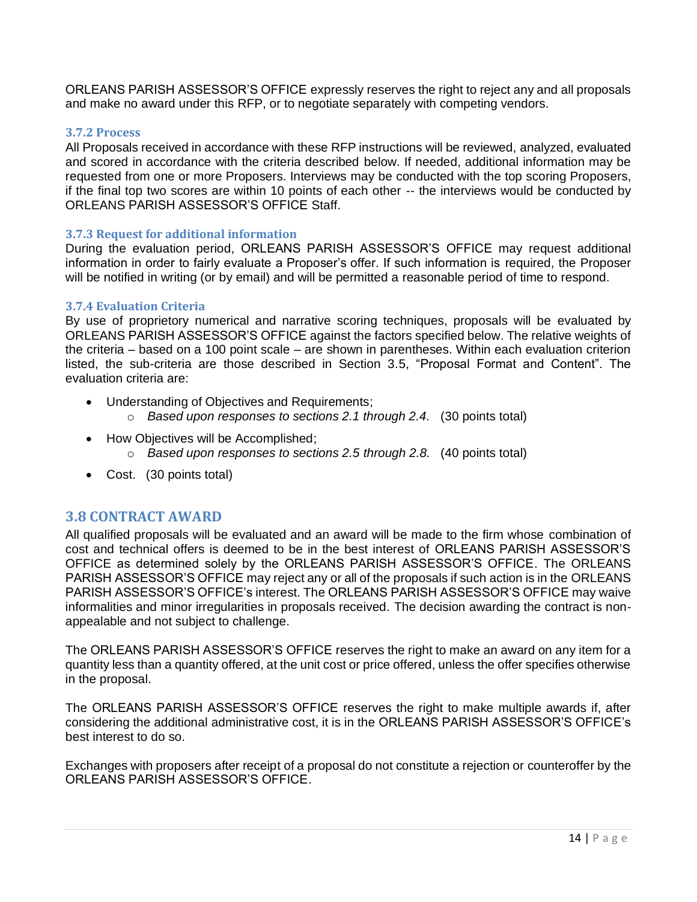ORLEANS PARISH ASSESSOR'S OFFICE expressly reserves the right to reject any and all proposals and make no award under this RFP, or to negotiate separately with competing vendors.

### 3.7.2 Process

All Proposals received in accordance with these RFP instructions will be reviewed, analyzed, evaluated and scored in accordance with the criteria described below. If needed, additional information may be requested from one or more Proposers. Interviews may be conducted with the top scoring Proposers, if the final top two scores are within 10 points of each other -- the interviews would be conducted by ORLEANS PARISH ASSESSOR'S OFFICE Staff.

### 3.7.3 Request for additional information

During the evaluation period, ORLEANS PARISH ASSESSOR'S OFFICE may request additional information in order to fairly evaluate a Proposer's offer. If such information is required, the Proposer will be notified in writing (or by email) and will be permitted a reasonable period of time to respond.

### 3.7.4 Evaluation Criteria

By use of proprietory numerical and narrative scoring techniques, proposals will be evaluated by ORLEANS PARISH ASSESSOR'S OFFICE against the factors specified below. The relative weights of the criteria – based on a 100 point scale – are shown in parentheses. Within each evaluation criterion listed, the sub-criteria are those described in Section 3.5, "Proposal Format and Content". The evaluation criteria are:

- Understanding of Objectives and Requirements;
  - *Based upon responses to sections 2.1 through 2.4.* (30 points total)
- How Objectives will be Accomplished;
  - *Based upon responses to sections 2.5 through 2.8.* (40 points total)
- Cost. (30 points total)

## 3.8 CONTRACT AWARD

All qualified proposals will be evaluated and an award will be made to the firm whose combination of cost and technical offers is deemed to be in the best interest of ORLEANS PARISH ASSESSOR'S OFFICE as determined solely by the ORLEANS PARISH ASSESSOR'S OFFICE. The ORLEANS PARISH ASSESSOR'S OFFICE may reject any or all of the proposals if such action is in the ORLEANS PARISH ASSESSOR'S OFFICE's interest. The ORLEANS PARISH ASSESSOR'S OFFICE may waive informalities and minor irregularities in proposals received. The decision awarding the contract is non-appealable and not subject to challenge.

The ORLEANS PARISH ASSESSOR'S OFFICE reserves the right to make an award on any item for a quantity less than a quantity offered, at the unit cost or price offered, unless the offer specifies otherwise in the proposal.

The ORLEANS PARISH ASSESSOR'S OFFICE reserves the right to make multiple awards if, after considering the additional administrative cost, it is in the ORLEANS PARISH ASSESSOR'S OFFICE's best interest to do so.

Exchanges with proposers after receipt of a proposal do not constitute a rejection or counteroffer by the ORLEANS PARISH ASSESSOR'S OFFICE.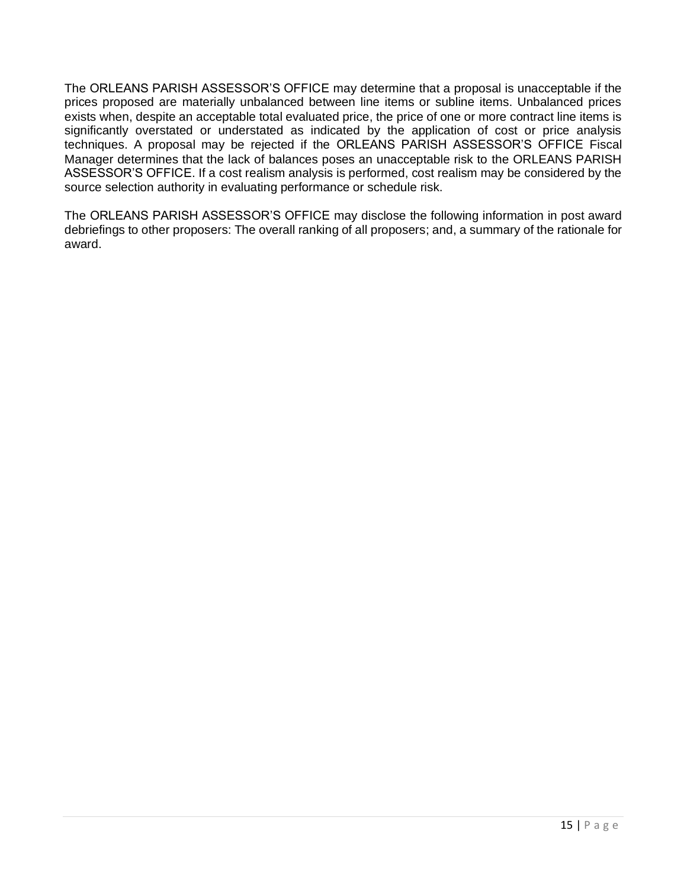The ORLEANS PARISH ASSESSOR'S OFFICE may determine that a proposal is unacceptable if the prices proposed are materially unbalanced between line items or subline items. Unbalanced prices exists when, despite an acceptable total evaluated price, the price of one or more contract line items is significantly overstated or understated as indicated by the application of cost or price analysis techniques. A proposal may be rejected if the ORLEANS PARISH ASSESSOR'S OFFICE Fiscal Manager determines that the lack of balances poses an unacceptable risk to the ORLEANS PARISH ASSESSOR'S OFFICE. If a cost realism analysis is performed, cost realism may be considered by the source selection authority in evaluating performance or schedule risk.

The ORLEANS PARISH ASSESSOR'S OFFICE may disclose the following information in post award debriefings to other proposers: The overall ranking of all proposers; and, a summary of the rationale for award.